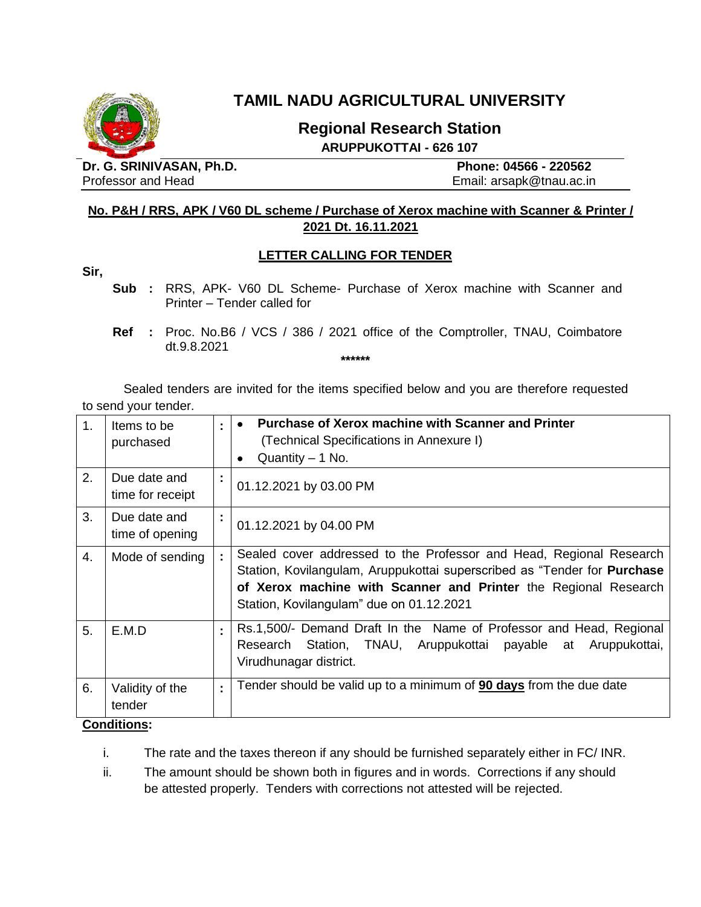# TAMIL NADU AGRICULTURAL UNIVERSITY

## Regional Research Station

**ARUPPUKOTTAI - 626 107**

**Dr. G. SRINIVASAN, Ph.D.**
Professor and Head

**Phone: 04566 - 220562**
Email: arsapk@tnau.ac.in

**No. P&H / RRS, APK / V60 DL scheme / Purchase of Xerox machine with Scanner & Printer / 2021 Dt. 16.11.2021**

**LETTER CALLING FOR TENDER**

**Sir,**

**Sub :** RRS, APK- V60 DL Scheme- Purchase of Xerox machine with Scanner and Printer – Tender called for

**Ref :** Proc. No.B6 / VCS / 386 / 2021 office of the Comptroller, TNAU, Coimbatore dt.9.8.2021

******

Sealed tenders are invited for the items specified below and you are therefore requested to send your tender.

| | | | |
|---|---|---|---|
| 1. | Items to be purchased | : | • **Purchase of Xerox machine with Scanner and Printer** (Technical Specifications in Annexure I)<br>• Quantity – 1 No. |
| 2. | Due date and time for receipt | : | 01.12.2021 by 03.00 PM |
| 3. | Due date and time of opening | : | 01.12.2021 by 04.00 PM |
| 4. | Mode of sending | : | Sealed cover addressed to the Professor and Head, Regional Research Station, Kovilangulam, Aruppukottai superscribed as "Tender for **Purchase of Xerox machine with Scanner and Printer** the Regional Research Station, Kovilangulam" due on 01.12.2021 |
| 5. | E.M.D | : | Rs.1,500/- Demand Draft In the Name of Professor and Head, Regional Research Station, TNAU, Aruppukottai payable at Aruppukottai, Virudhunagar district. |
| 6. | Validity of the tender | : | Tender should be valid up to a minimum of **90 days** from the due date |

**Conditions:**

i. The rate and the taxes thereon if any should be furnished separately either in FC/ INR.

ii. The amount should be shown both in figures and in words. Corrections if any should be attested properly. Tenders with corrections not attested will be rejected.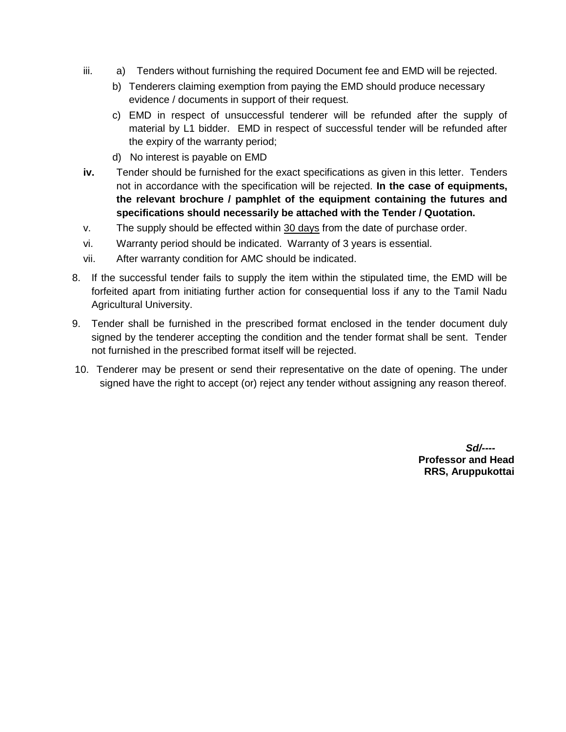iii. a) Tenders without furnishing the required Document fee and EMD will be rejected.

   b) Tenderers claiming exemption from paying the EMD should produce necessary evidence / documents in support of their request.

   c) EMD in respect of unsuccessful tenderer will be refunded after the supply of material by L1 bidder. EMD in respect of successful tender will be refunded after the expiry of the warranty period;

   d) No interest is payable on EMD

**iv.** Tender should be furnished for the exact specifications as given in this letter. Tenders not in accordance with the specification will be rejected. **In the case of equipments, the relevant brochure / pamphlet of the equipment containing the futures and specifications should necessarily be attached with the Tender / Quotation.**

v. The supply should be effected within 30 days from the date of purchase order.

vi. Warranty period should be indicated. Warranty of 3 years is essential.

vii. After warranty condition for AMC should be indicated.

8. If the successful tender fails to supply the item within the stipulated time, the EMD will be forfeited apart from initiating further action for consequential loss if any to the Tamil Nadu Agricultural University.

9. Tender shall be furnished in the prescribed format enclosed in the tender document duly signed by the tenderer accepting the condition and the tender format shall be sent. Tender not furnished in the prescribed format itself will be rejected.

10. Tenderer may be present or send their representative on the date of opening. The under signed have the right to accept (or) reject any tender without assigning any reason thereof.

***Sd/----***

**Professor and Head**

**RRS, Aruppukottai**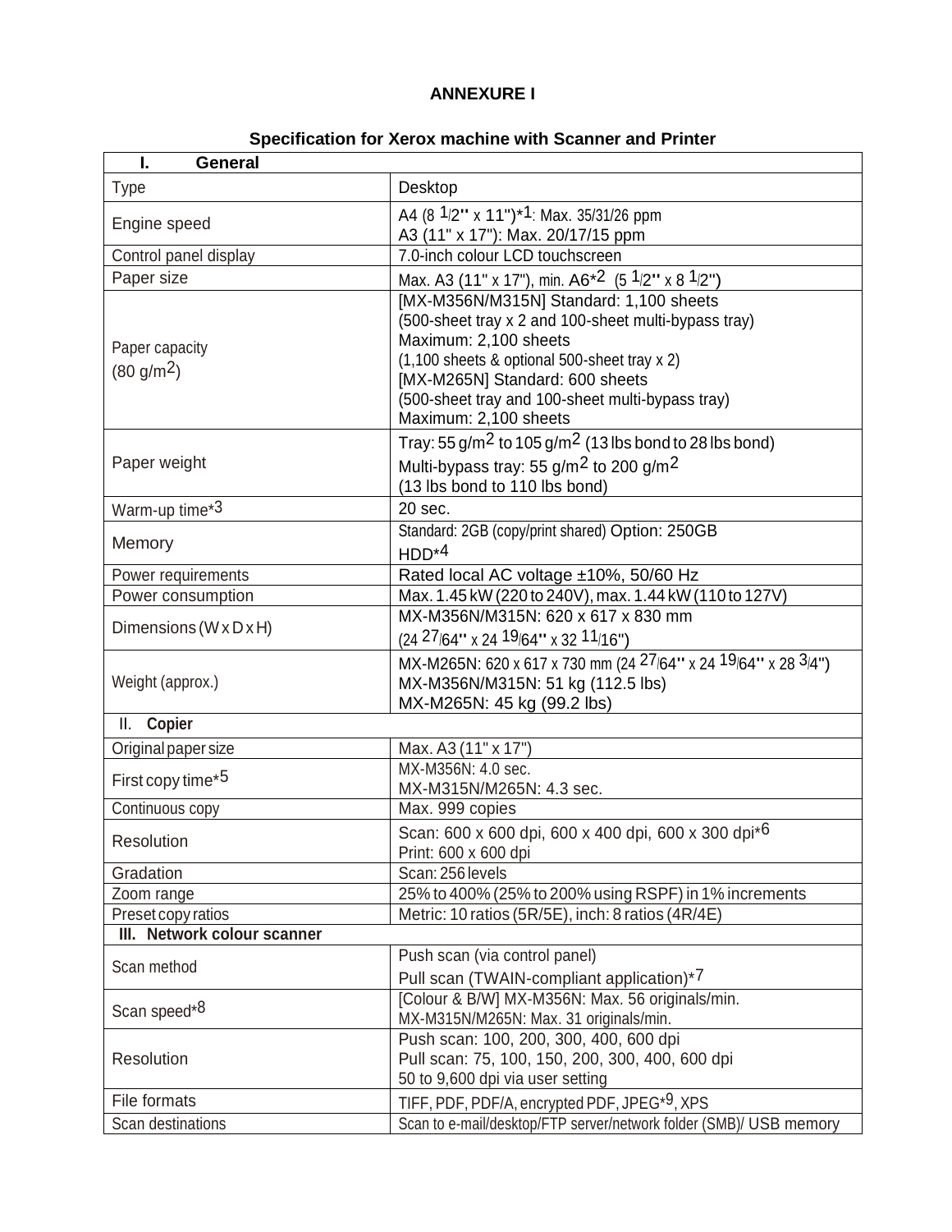# ANNEXURE I

## Specification for Xerox machine with Scanner and Printer

| I. General | |
|---|---|
| Type | Desktop |
| Engine speed | A4 (8 1/2" x 11")*1: Max. 35/31/26 ppm<br>A3 (11" x 17"): Max. 20/17/15 ppm |
| Control panel display | 7.0-inch colour LCD touchscreen |
| Paper size | Max. A3 (11" x 17"), min. A6*2 (5 1/2" x 8 1/2") |
| Paper capacity (80 g/m2) | [MX-M356N/M315N] Standard: 1,100 sheets<br>(500-sheet tray x 2 and 100-sheet multi-bypass tray)<br>Maximum: 2,100 sheets<br>(1,100 sheets & optional 500-sheet tray x 2)<br>[MX-M265N] Standard: 600 sheets<br>(500-sheet tray and 100-sheet multi-bypass tray)<br>Maximum: 2,100 sheets |
| Paper weight | Tray: 55 g/m2 to 105 g/m2 (13 lbs bond to 28 lbs bond)<br>Multi-bypass tray: 55 g/m2 to 200 g/m2<br>(13 lbs bond to 110 lbs bond) |
| Warm-up time*3 | 20 sec. |
| Memory | Standard: 2GB (copy/print shared) Option: 250GB HDD*4 |
| Power requirements | Rated local AC voltage ±10%, 50/60 Hz |
| Power consumption | Max. 1.45 kW (220 to 240V), max. 1.44 kW (110 to 127V) |
| Dimensions (W x D x H) | MX-M356N/M315N: 620 x 617 x 830 mm<br>(24 27/64" x 24 19/64" x 32 11/16") |
| Weight (approx.) | MX-M265N: 620 x 617 x 730 mm (24 27/64" x 24 19/64" x 28 3/4")<br>MX-M356N/M315N: 51 kg (112.5 lbs)<br>MX-M265N: 45 kg (99.2 lbs) |
| **II. Copier** | |
| Original paper size | Max. A3 (11" x 17") |
| First copy time*5 | MX-M356N: 4.0 sec.<br>MX-M315N/M265N: 4.3 sec. |
| Continuous copy | Max. 999 copies |
| Resolution | Scan: 600 x 600 dpi, 600 x 400 dpi, 600 x 300 dpi*6<br>Print: 600 x 600 dpi |
| Gradation | Scan: 256 levels |
| Zoom range | 25% to 400% (25% to 200% using RSPF) in 1% increments |
| Preset copy ratios | Metric: 10 ratios (5R/5E), inch: 8 ratios (4R/4E) |
| **III. Network colour scanner** | |
| Scan method | Push scan (via control panel)<br>Pull scan (TWAIN-compliant application)*7 |
| Scan speed*8 | [Colour & B/W] MX-M356N: Max. 56 originals/min.<br>MX-M315N/M265N: Max. 31 originals/min. |
| Resolution | Push scan: 100, 200, 300, 400, 600 dpi<br>Pull scan: 75, 100, 150, 200, 300, 400, 600 dpi<br>50 to 9,600 dpi via user setting |
| File formats | TIFF, PDF, PDF/A, encrypted PDF, JPEG*9, XPS |
| Scan destinations | Scan to e-mail/desktop/FTP server/network folder (SMB)/ USB memory |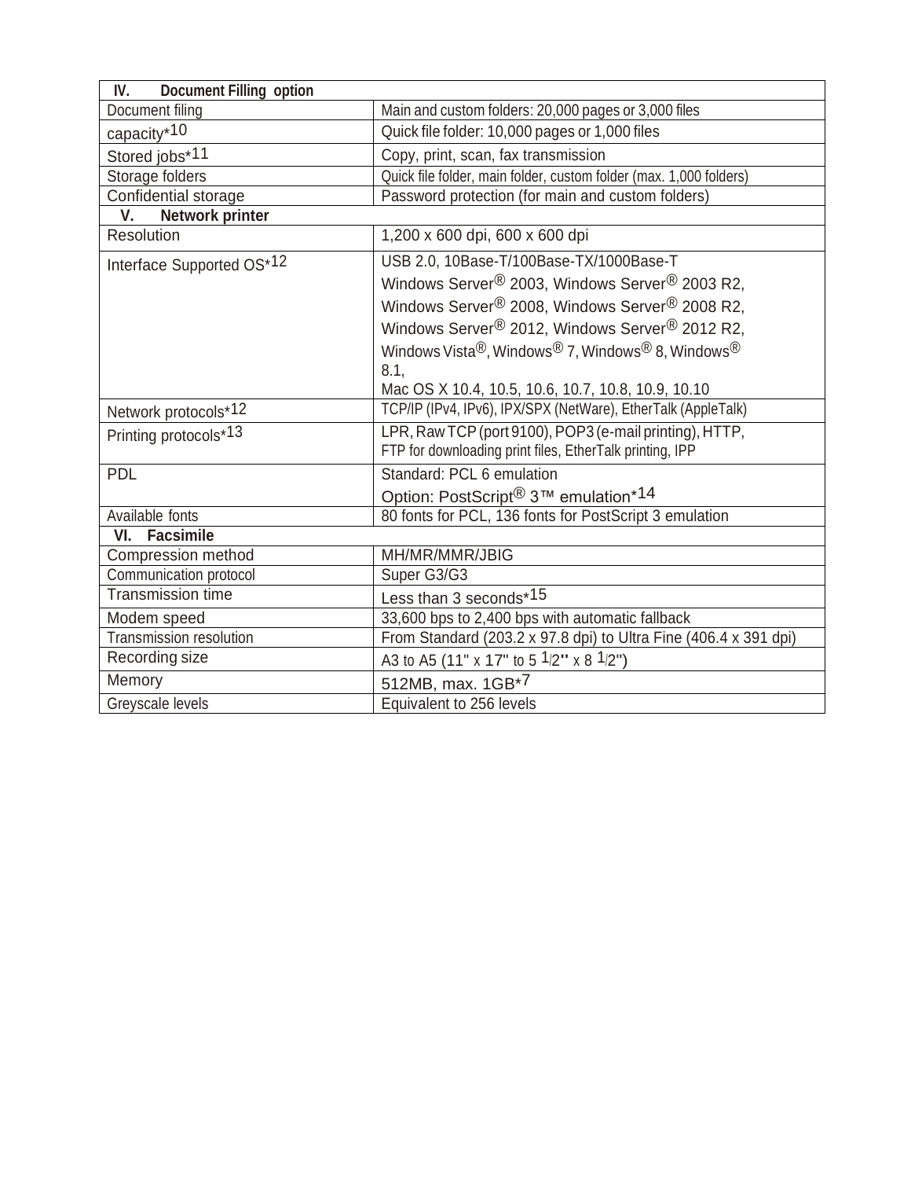| IV. Document Filling option | |
|---|---|
| Document filing | Main and custom folders: 20,000 pages or 3,000 files |
| capacity*10 | Quick file folder: 10,000 pages or 1,000 files |
| Stored jobs*11 | Copy, print, scan, fax transmission |
| Storage folders | Quick file folder, main folder, custom folder (max. 1,000 folders) |
| Confidential storage | Password protection (for main and custom folders) |
| **V. Network printer** | |
| Resolution | 1,200 x 600 dpi, 600 x 600 dpi |
| Interface Supported OS*12 | USB 2.0, 10Base-T/100Base-TX/1000Base-T<br>Windows Server® 2003, Windows Server® 2003 R2,<br>Windows Server® 2008, Windows Server® 2008 R2,<br>Windows Server® 2012, Windows Server® 2012 R2,<br>Windows Vista®, Windows® 7, Windows® 8, Windows® 8.1,<br>Mac OS X 10.4, 10.5, 10.6, 10.7, 10.8, 10.9, 10.10 |
| Network protocols*12 | TCP/IP (IPv4, IPv6), IPX/SPX (NetWare), EtherTalk (AppleTalk) |
| Printing protocols*13 | LPR, Raw TCP (port 9100), POP3 (e-mail printing), HTTP,<br>FTP for downloading print files, EtherTalk printing, IPP |
| PDL | Standard: PCL 6 emulation<br>Option: PostScript® 3™ emulation*14 |
| Available fonts | 80 fonts for PCL, 136 fonts for PostScript 3 emulation |
| **VI. Facsimile** | |
| Compression method | MH/MR/MMR/JBIG |
| Communication protocol | Super G3/G3 |
| Transmission time | Less than 3 seconds*15 |
| Modem speed | 33,600 bps to 2,400 bps with automatic fallback |
| Transmission resolution | From Standard (203.2 x 97.8 dpi) to Ultra Fine (406.4 x 391 dpi) |
| Recording size | A3 to A5 (11" x 17" to 5 1/2" x 8 1/2") |
| Memory | 512MB, max. 1GB*7 |
| Greyscale levels | Equivalent to 256 levels |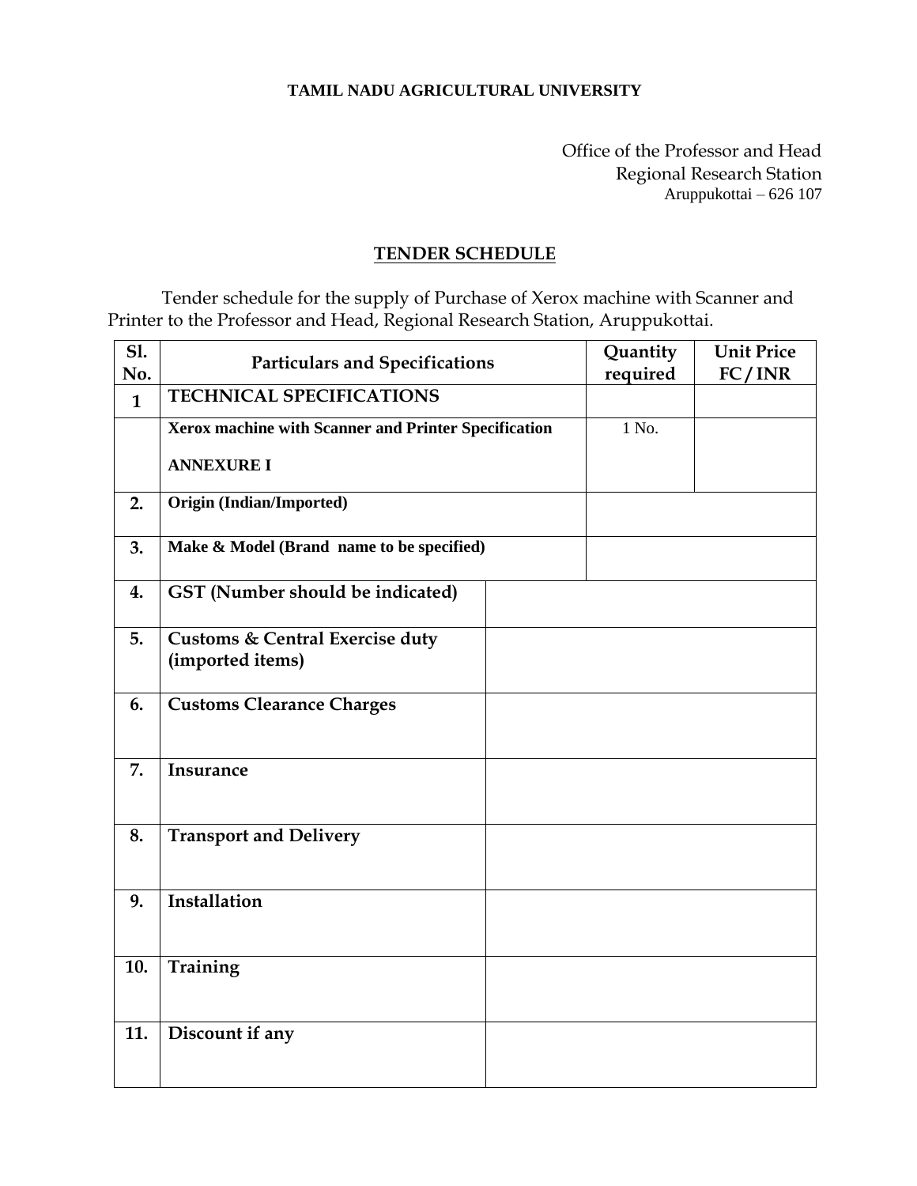**TAMIL NADU AGRICULTURAL UNIVERSITY**

Office of the Professor and Head
Regional Research Station
Aruppukottai – 626 107

## TENDER SCHEDULE

Tender schedule for the supply of Purchase of Xerox machine with Scanner and Printer to the Professor and Head, Regional Research Station, Aruppukottai.

| Sl. No. | Particulars and Specifications | Quantity required | Unit Price FC / INR |
|---|---|---|---|
| 1 | **TECHNICAL SPECIFICATIONS** | | |
| | **Xerox machine with Scanner and Printer Specification**<br><br>**ANNEXURE I** | 1 No. | |
| 2. | **Origin (Indian/Imported)** | | |
| 3. | **Make & Model (Brand name to be specified)** | | |
| 4. | **GST (Number should be indicated)** | | |
| 5. | **Customs & Central Exercise duty (imported items)** | | |
| 6. | **Customs Clearance Charges** | | |
| 7. | **Insurance** | | |
| 8. | **Transport and Delivery** | | |
| 9. | **Installation** | | |
| 10. | **Training** | | |
| 11. | **Discount if any** | | |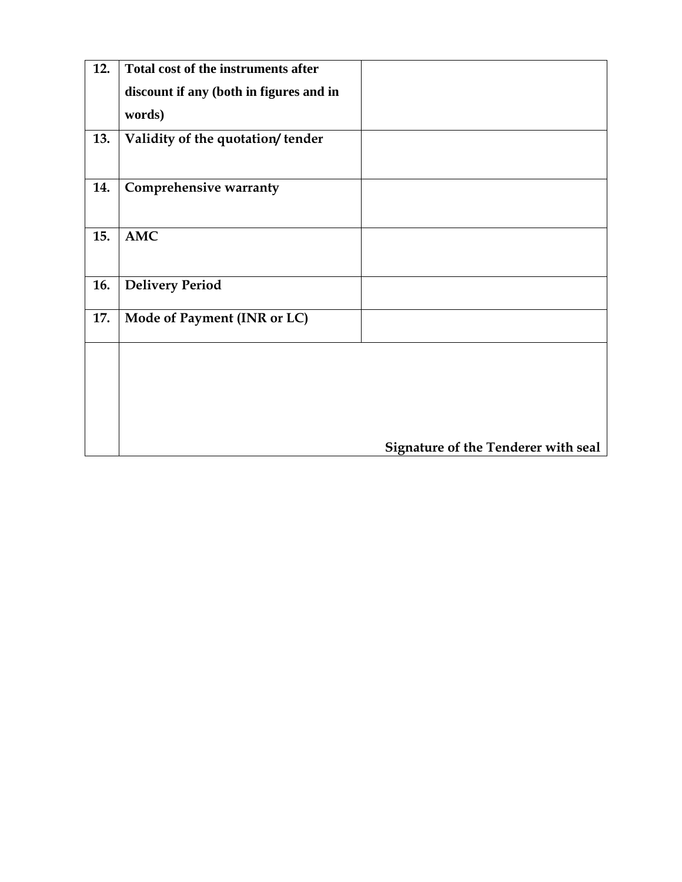| | | |
|---|---|---|
| 12. | **Total cost of the instruments after discount if any (both in figures and in words)** | |
| 13. | **Validity of the quotation/ tender** | |
| 14. | **Comprehensive warranty** | |
| 15. | **AMC** | |
| 16. | **Delivery Period** | |
| 17. | **Mode of Payment (INR or LC)** | |
| | **Signature of the Tenderer with seal** | |